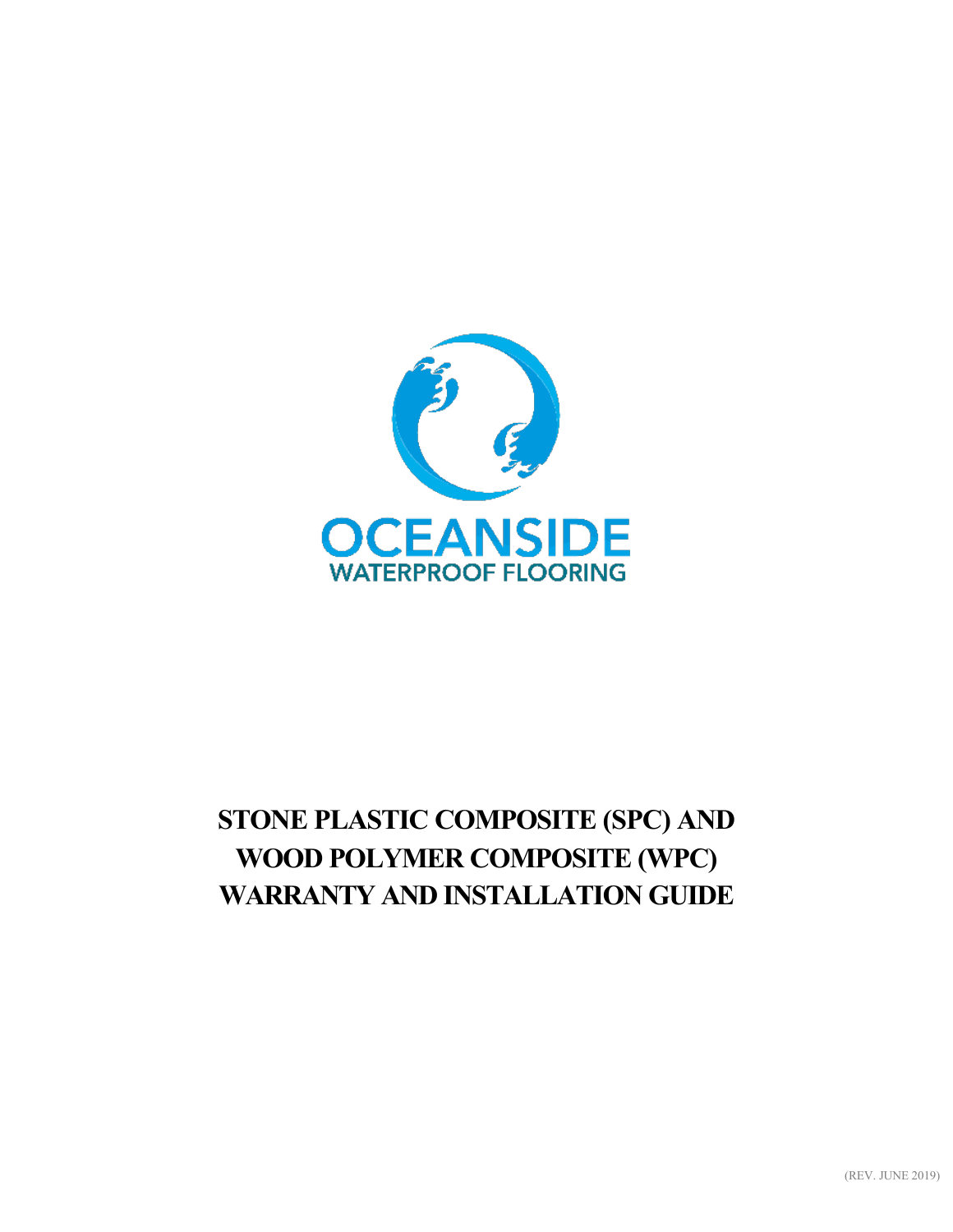OCEANSIDE

WATERPROOF FLOORING

# STONE PLASTIC COMPOSITE (SPC) AND WOOD POLYMER COMPOSITE (WPC) WARRANTY AND INSTALLATION GUIDE

(REV. JUNE 2019)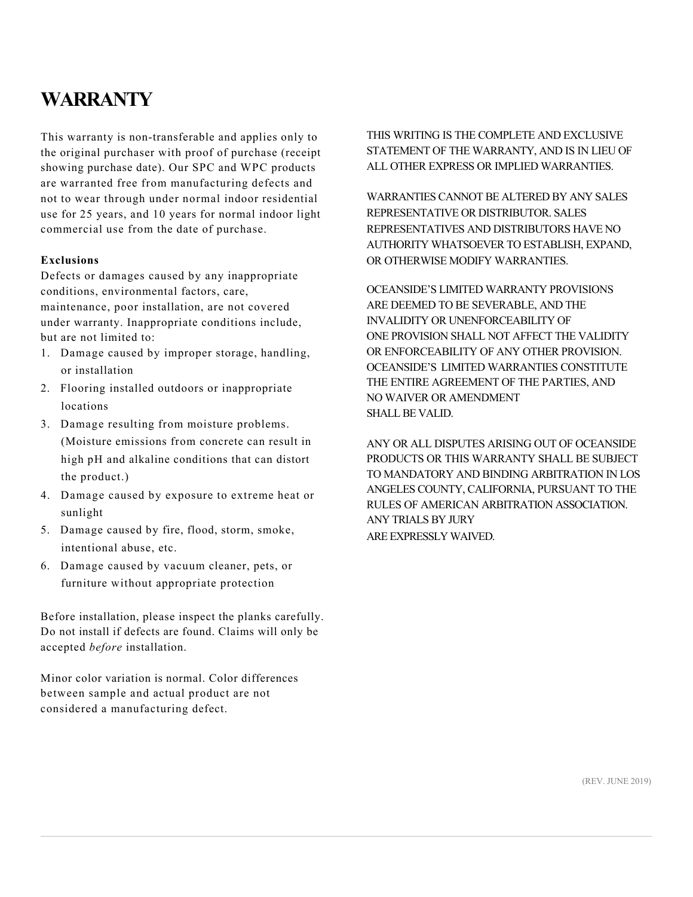# WARRANTY

This warranty is non-transferable and applies only to the original purchaser with proof of purchase (receipt showing purchase date). Our SPC and WPC products are warranted free from manufacturing defects and not to wear through under normal indoor residential use for 25 years, and 10 years for normal indoor light commercial use from the date of purchase.

**Exclusions**

Defects or damages caused by any inappropriate conditions, environmental factors, care, maintenance, poor installation, are not covered under warranty. Inappropriate conditions include, but are not limited to:

1. Damage caused by improper storage, handling, or installation
2. Flooring installed outdoors or inappropriate locations
3. Damage resulting from moisture problems. (Moisture emissions from concrete can result in high pH and alkaline conditions that can distort the product.)
4. Damage caused by exposure to extreme heat or sunlight
5. Damage caused by fire, flood, storm, smoke, intentional abuse, etc.
6. Damage caused by vacuum cleaner, pets, or furniture without appropriate protection

Before installation, please inspect the planks carefully. Do not install if defects are found. Claims will only be accepted *before* installation.

Minor color variation is normal. Color differences between sample and actual product are not considered a manufacturing defect.

THIS WRITING IS THE COMPLETE AND EXCLUSIVE STATEMENT OF THE WARRANTY, AND IS IN LIEU OF ALL OTHER EXPRESS OR IMPLIED WARRANTIES.

WARRANTIES CANNOT BE ALTERED BY ANY SALES REPRESENTATIVE OR DISTRIBUTOR. SALES REPRESENTATIVES AND DISTRIBUTORS HAVE NO AUTHORITY WHATSOEVER TO ESTABLISH, EXPAND, OR OTHERWISE MODIFY WARRANTIES.

OCEANSIDE'S LIMITED WARRANTY PROVISIONS ARE DEEMED TO BE SEVERABLE, AND THE INVALIDITY OR UNENFORCEABILITY OF ONE PROVISION SHALL NOT AFFECT THE VALIDITY OR ENFORCEABILITY OF ANY OTHER PROVISION. OCEANSIDE'S LIMITED WARRANTIES CONSTITUTE THE ENTIRE AGREEMENT OF THE PARTIES, AND NO WAIVER OR AMENDMENT SHALL BE VALID.

ANY OR ALL DISPUTES ARISING OUT OF OCEANSIDE PRODUCTS OR THIS WARRANTY SHALL BE SUBJECT TO MANDATORY AND BINDING ARBITRATION IN LOS ANGELES COUNTY, CALIFORNIA, PURSUANT TO THE RULES OF AMERICAN ARBITRATION ASSOCIATION. ANY TRIALS BY JURY ARE EXPRESSLY WAIVED.

(REV. JUNE 2019)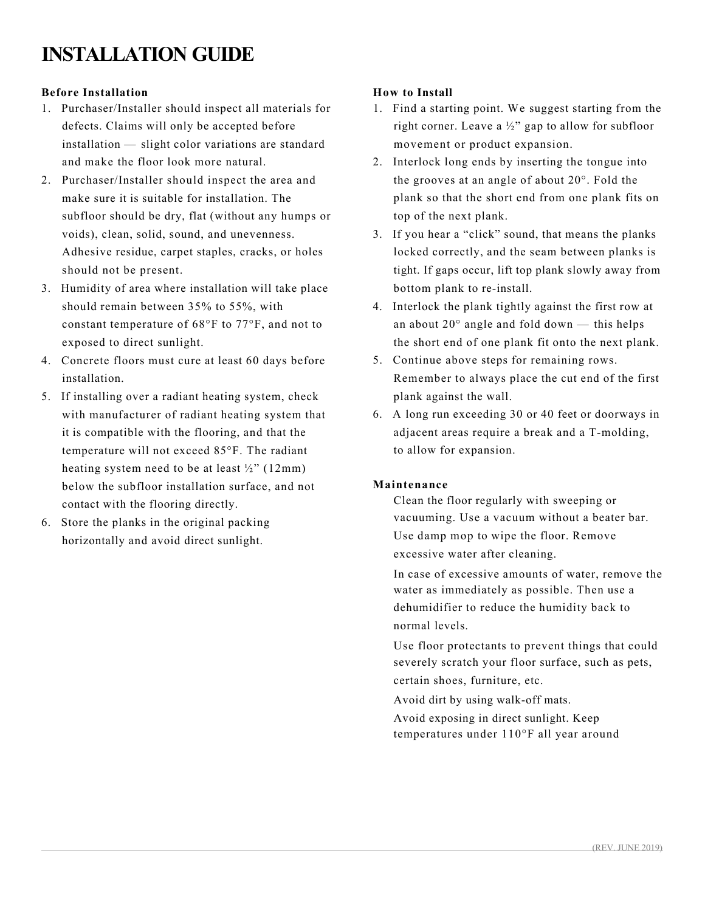# INSTALLATION GUIDE

**Before Installation**

1. Purchaser/Installer should inspect all materials for defects. Claims will only be accepted before installation — slight color variations are standard and make the floor look more natural.
2. Purchaser/Installer should inspect the area and make sure it is suitable for installation. The subfloor should be dry, flat (without any humps or voids), clean, solid, sound, and unevenness. Adhesive residue, carpet staples, cracks, or holes should not be present.
3. Humidity of area where installation will take place should remain between 35% to 55%, with constant temperature of 68°F to 77°F, and not to exposed to direct sunlight.
4. Concrete floors must cure at least 60 days before installation.
5. If installing over a radiant heating system, check with manufacturer of radiant heating system that it is compatible with the flooring, and that the temperature will not exceed 85°F. The radiant heating system need to be at least ½” (12mm) below the subfloor installation surface, and not contact with the flooring directly.
6. Store the planks in the original packing horizontally and avoid direct sunlight.

**How to Install**

1. Find a starting point. We suggest starting from the right corner. Leave a ½” gap to allow for subfloor movement or product expansion.
2. Interlock long ends by inserting the tongue into the grooves at an angle of about 20°. Fold the plank so that the short end from one plank fits on top of the next plank.
3. If you hear a “click” sound, that means the planks locked correctly, and the seam between planks is tight. If gaps occur, lift top plank slowly away from bottom plank to re-install.
4. Interlock the plank tightly against the first row at an about 20° angle and fold down — this helps the short end of one plank fit onto the next plank.
5. Continue above steps for remaining rows. Remember to always place the cut end of the first plank against the wall.
6. A long run exceeding 30 or 40 feet or doorways in adjacent areas require a break and a T-molding, to allow for expansion.

**Maintenance**

Clean the floor regularly with sweeping or vacuuming. Use a vacuum without a beater bar. Use damp mop to wipe the floor. Remove excessive water after cleaning.

In case of excessive amounts of water, remove the water as immediately as possible. Then use a dehumidifier to reduce the humidity back to normal levels.

Use floor protectants to prevent things that could severely scratch your floor surface, such as pets, certain shoes, furniture, etc.

Avoid dirt by using walk-off mats.

Avoid exposing in direct sunlight. Keep temperatures under 110°F all year around

(REV. JUNE 2019)